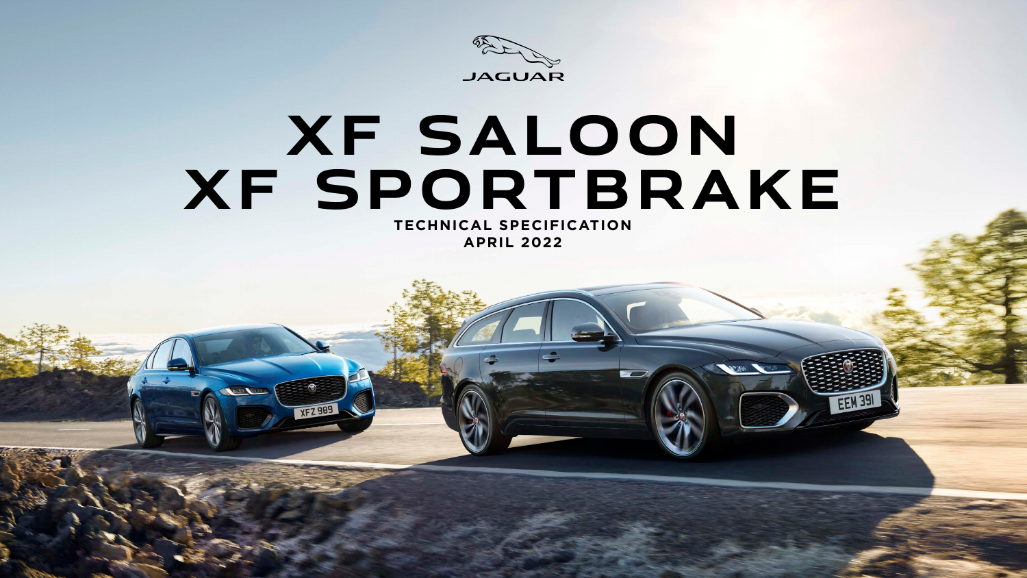JAGUAR

# XF SALOON
# XF SPORTBRAKE

**TECHNICAL SPECIFICATION**
**APRIL 2022**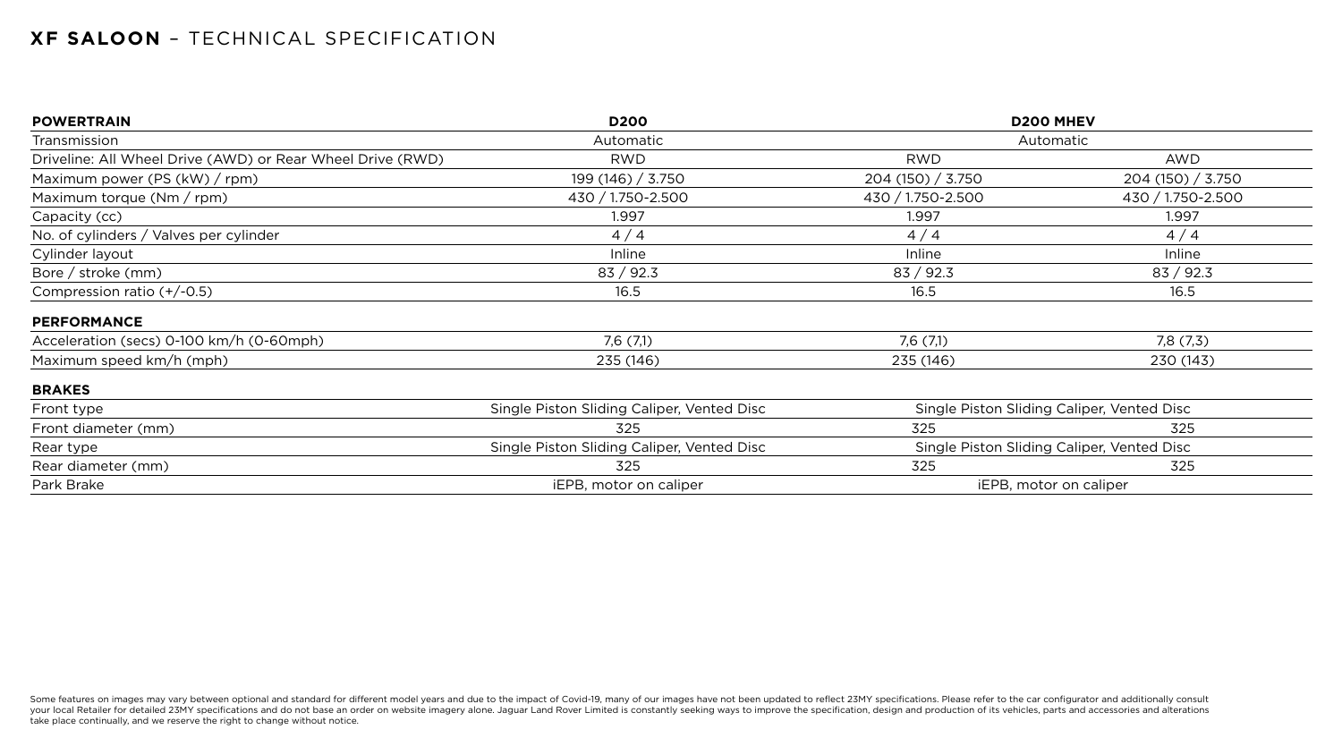# **XF SALOON** – TECHNICAL SPECIFICATION

| **POWERTRAIN** | **D200** | **D200 MHEV** | |
|---|---|---|---|
| Transmission | Automatic | Automatic | |
| Driveline: All Wheel Drive (AWD) or Rear Wheel Drive (RWD) | RWD | RWD | AWD |
| Maximum power (PS (kW) / rpm) | 199 (146) / 3.750 | 204 (150) / 3.750 | 204 (150) / 3.750 |
| Maximum torque (Nm / rpm) | 430 / 1.750-2.500 | 430 / 1.750-2.500 | 430 / 1.750-2.500 |
| Capacity (cc) | 1.997 | 1.997 | 1.997 |
| No. of cylinders / Valves per cylinder | 4 / 4 | 4 / 4 | 4 / 4 |
| Cylinder layout | Inline | Inline | Inline |
| Bore / stroke (mm) | 83 / 92.3 | 83 / 92.3 | 83 / 92.3 |
| Compression ratio (+/-0.5) | 16.5 | 16.5 | 16.5 |
| **PERFORMANCE** | | | |
| Acceleration (secs) 0-100 km/h (0-60mph) | 7,6 (7,1) | 7,6 (7,1) | 7,8 (7,3) |
| Maximum speed km/h (mph) | 235 (146) | 235 (146) | 230 (143) |
| **BRAKES** | | | |
| Front type | Single Piston Sliding Caliper, Vented Disc | Single Piston Sliding Caliper, Vented Disc | |
| Front diameter (mm) | 325 | 325 | 325 |
| Rear type | Single Piston Sliding Caliper, Vented Disc | Single Piston Sliding Caliper, Vented Disc | |
| Rear diameter (mm) | 325 | 325 | 325 |
| Park Brake | iEPB, motor on caliper | iEPB, motor on caliper | |

Some features on images may vary between optional and standard for different model years and due to the impact of Covid-19, many of our images have not been updated to reflect 23MY specifications. Please refer to the car configurator and additionally consult your local Retailer for detailed 23MY specifications and do not base an order on website imagery alone. Jaguar Land Rover Limited is constantly seeking ways to improve the specification, design and production of its vehicles, parts and accessories and alterations take place continually, and we reserve the right to change without notice.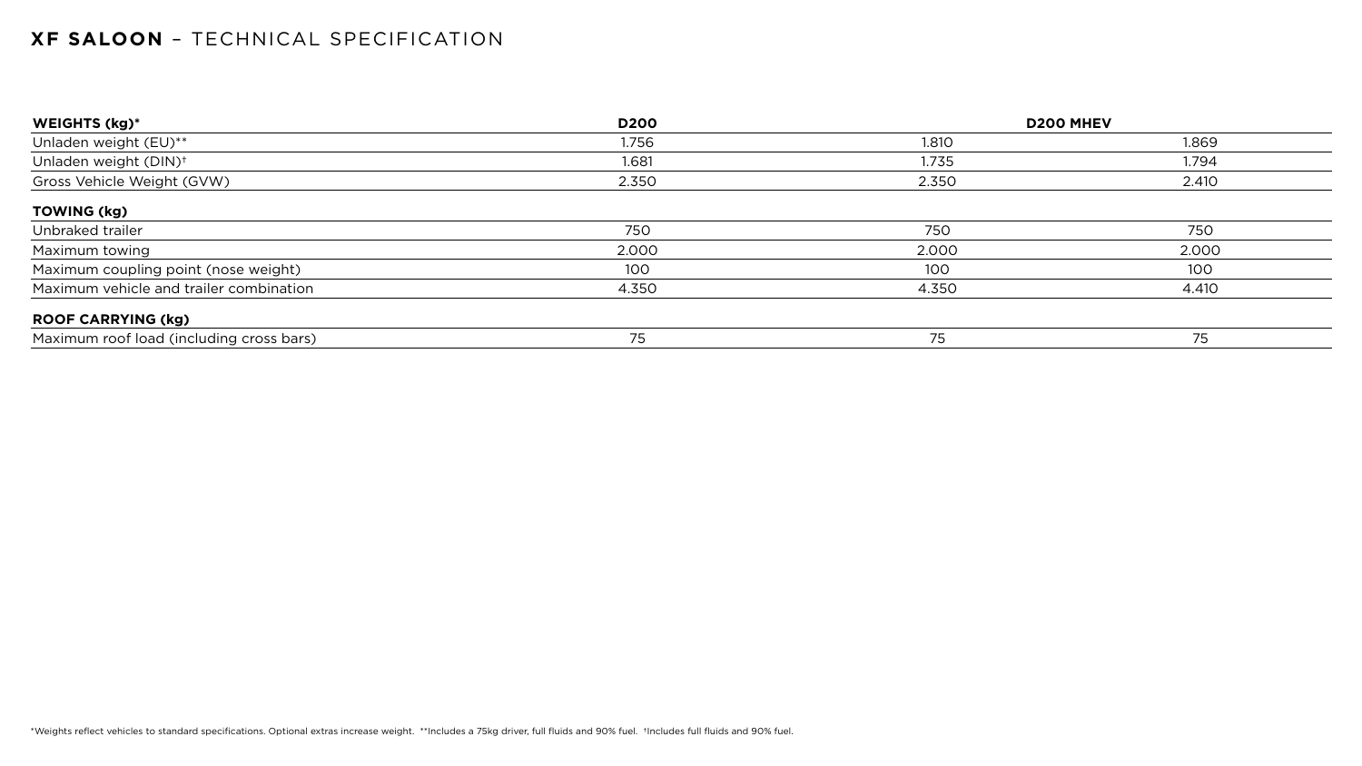# XF SALOON – TECHNICAL SPECIFICATION

| WEIGHTS (kg)* | D200 | D200 MHEV | |
|---|---|---|---|
| Unladen weight (EU)** | 1.756 | 1.810 | 1.869 |
| Unladen weight (DIN)† | 1.681 | 1.735 | 1.794 |
| Gross Vehicle Weight (GVW) | 2.350 | 2.350 | 2.410 |
| **TOWING (kg)** | | | |
| Unbraked trailer | 750 | 750 | 750 |
| Maximum towing | 2.000 | 2.000 | 2.000 |
| Maximum coupling point (nose weight) | 100 | 100 | 100 |
| Maximum vehicle and trailer combination | 4.350 | 4.350 | 4.410 |
| **ROOF CARRYING (kg)** | | | |
| Maximum roof load (including cross bars) | 75 | 75 | 75 |

*Weights reflect vehicles to standard specifications. Optional extras increase weight. **Includes a 75kg driver, full fluids and 90% fuel. †Includes full fluids and 90% fuel.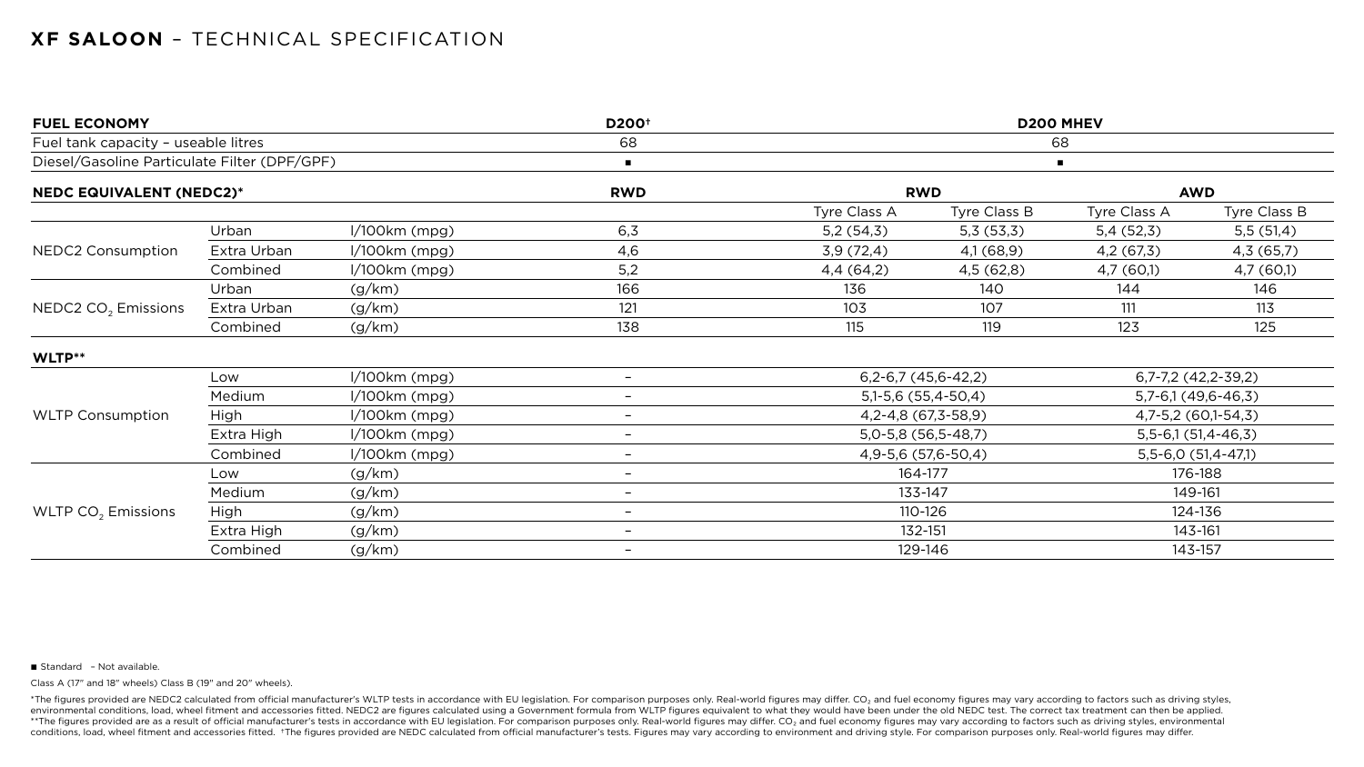## **XF SALOON** – TECHNICAL SPECIFICATION

| FUEL ECONOMY | | | D200† | D200 MHEV | | | |
|---|---|---|---|---|---|---|---|
| Fuel tank capacity – useable litres | | | 68 | 68 | | | |
| Diesel/Gasoline Particulate Filter (DPF/GPF) | | | ■ | ■ | | | |
| **NEDC EQUIVALENT (NEDC2)*** | | | **RWD** | **RWD** | | **AWD** | |
| | | | | Tyre Class A | Tyre Class B | Tyre Class A | Tyre Class B |
| NEDC2 Consumption | Urban | l/100km (mpg) | 6,3 | 5,2 (54,3) | 5,3 (53,3) | 5,4 (52,3) | 5,5 (51,4) |
| | Extra Urban | l/100km (mpg) | 4,6 | 3,9 (72,4) | 4,1 (68,9) | 4,2 (67,3) | 4,3 (65,7) |
| | Combined | l/100km (mpg) | 5,2 | 4,4 (64,2) | 4,5 (62,8) | 4,7 (60,1) | 4,7 (60,1) |
| NEDC2 $CO_2$ Emissions | Urban | (g/km) | 166 | 136 | 140 | 144 | 146 |
| | Extra Urban | (g/km) | 121 | 103 | 107 | 111 | 113 |
| | Combined | (g/km) | 138 | 115 | 119 | 123 | 125 |
| **WLTP**** | | | | | | | |
| WLTP Consumption | Low | l/100km (mpg) | – | 6,2-6,7 (45,6-42,2) | | 6,7-7,2 (42,2-39,2) | |
| | Medium | l/100km (mpg) | – | 5,1-5,6 (55,4-50,4) | | 5,7-6,1 (49,6-46,3) | |
| | High | l/100km (mpg) | – | 4,2-4,8 (67,3-58,9) | | 4,7-5,2 (60,1-54,3) | |
| | Extra High | l/100km (mpg) | – | 5,0-5,8 (56,5-48,7) | | 5,5-6,1 (51,4-46,3) | |
| | Combined | l/100km (mpg) | – | 4,9-5,6 (57,6-50,4) | | 5,5-6,0 (51,4-47,1) | |
| WLTP $CO_2$ Emissions | Low | (g/km) | – | 164-177 | | 176-188 | |
| | Medium | (g/km) | – | 133-147 | | 149-161 | |
| | High | (g/km) | – | 110-126 | | 124-136 | |
| | Extra High | (g/km) | – | 132-151 | | 143-161 | |
| | Combined | (g/km) | – | 129-146 | | 143-157 | |

■ Standard – Not available.

Class A (17" and 18" wheels) Class B (19" and 20" wheels).

*The figures provided are NEDC2 calculated from official manufacturer's WLTP tests in accordance with EU legislation. For comparison purposes only. Real-world figures may differ. $CO_2$ and fuel economy figures may vary according to factors such as driving styles, environmental conditions, load, wheel fitment and accessories fitted. NEDC2 are figures calculated using a Government formula from WLTP figures equivalent to what they would have been under the old NEDC test. The correct tax treatment can then be applied. **The figures provided are as a result of official manufacturer's tests in accordance with EU legislation. For comparison purposes only. Real-world figures may differ. $CO_2$ and fuel economy figures may vary according to factors such as driving styles, environmental conditions, load, wheel fitment and accessories fitted. †The figures provided are NEDC calculated from official manufacturer's tests. Figures may vary according to environment and driving style. For comparison purposes only. Real-world figures may differ.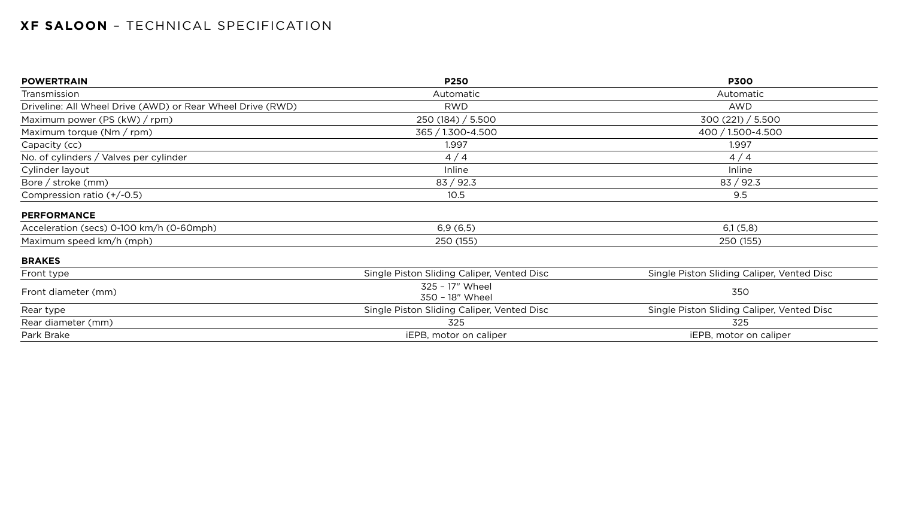# **XF SALOON** – TECHNICAL SPECIFICATION

| **POWERTRAIN** | **P250** | **P300** |
|---|---|---|
| Transmission | Automatic | Automatic |
| Driveline: All Wheel Drive (AWD) or Rear Wheel Drive (RWD) | RWD | AWD |
| Maximum power (PS (kW) / rpm) | 250 (184) / 5.500 | 300 (221) / 5.500 |
| Maximum torque (Nm / rpm) | 365 / 1.300-4.500 | 400 / 1.500-4.500 |
| Capacity (cc) | 1.997 | 1.997 |
| No. of cylinders / Valves per cylinder | 4 / 4 | 4 / 4 |
| Cylinder layout | Inline | Inline |
| Bore / stroke (mm) | 83 / 92.3 | 83 / 92.3 |
| Compression ratio (+/-0.5) | 10.5 | 9.5 |
| **PERFORMANCE** | | |
| Acceleration (secs) 0-100 km/h (0-60mph) | 6,9 (6,5) | 6,1 (5,8) |
| Maximum speed km/h (mph) | 250 (155) | 250 (155) |
| **BRAKES** | | |
| Front type | Single Piston Sliding Caliper, Vented Disc | Single Piston Sliding Caliper, Vented Disc |
| Front diameter (mm) | 325 – 17" Wheel<br>350 – 18" Wheel | 350 |
| Rear type | Single Piston Sliding Caliper, Vented Disc | Single Piston Sliding Caliper, Vented Disc |
| Rear diameter (mm) | 325 | 325 |
| Park Brake | iEPB, motor on caliper | iEPB, motor on caliper |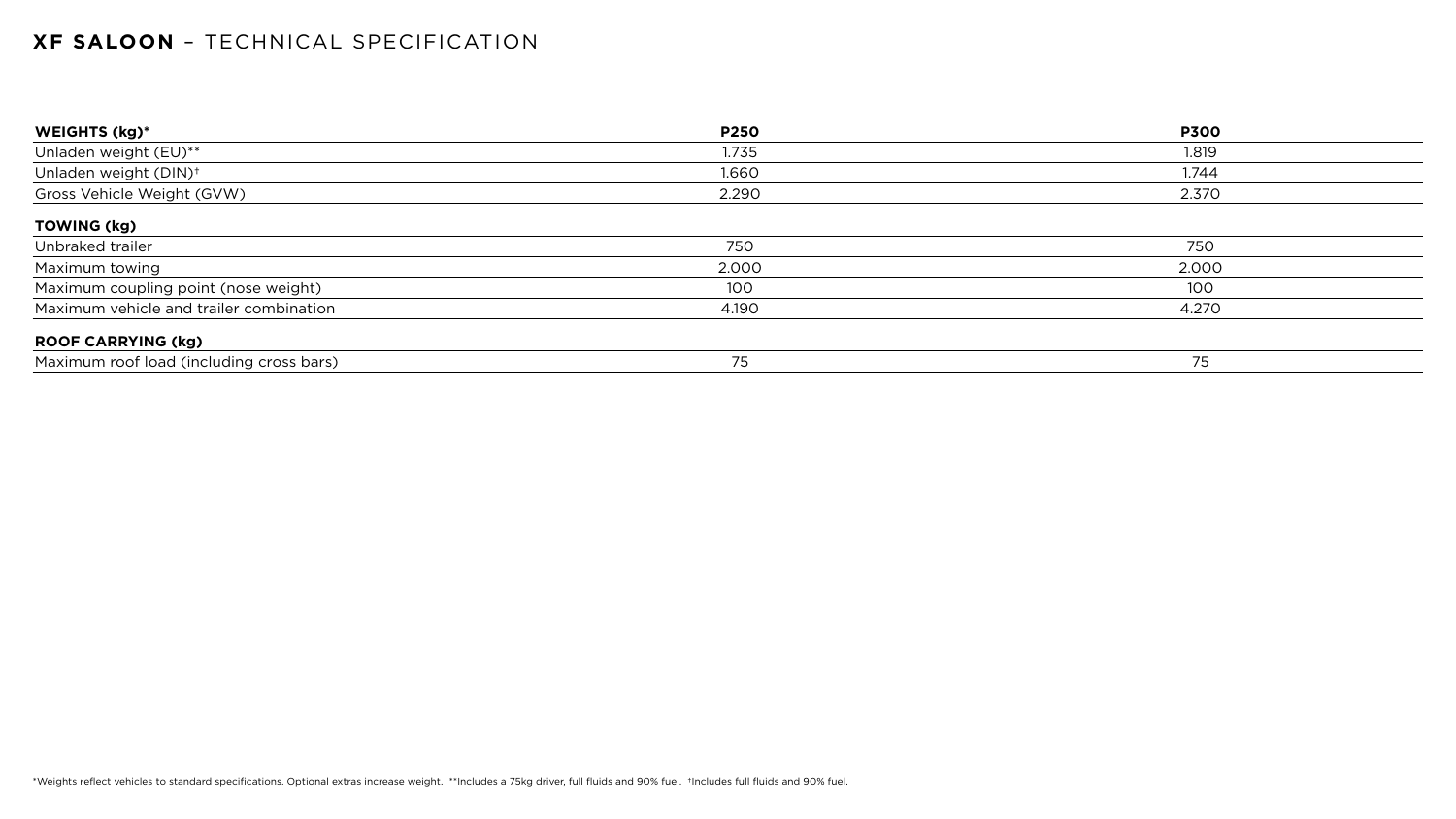# **XF SALOON** – TECHNICAL SPECIFICATION

| **WEIGHTS (kg)*** | **P250** | **P300** |
|---|---|---|
| Unladen weight (EU)** | 1.735 | 1.819 |
| Unladen weight (DIN)† | 1.660 | 1.744 |
| Gross Vehicle Weight (GVW) | 2.290 | 2.370 |
| **TOWING (kg)** | | |
| Unbraked trailer | 750 | 750 |
| Maximum towing | 2.000 | 2.000 |
| Maximum coupling point (nose weight) | 100 | 100 |
| Maximum vehicle and trailer combination | 4.190 | 4.270 |
| **ROOF CARRYING (kg)** | | |
| Maximum roof load (including cross bars) | 75 | 75 |

*Weights reflect vehicles to standard specifications. Optional extras increase weight. **Includes a 75kg driver, full fluids and 90% fuel. †Includes full fluids and 90% fuel.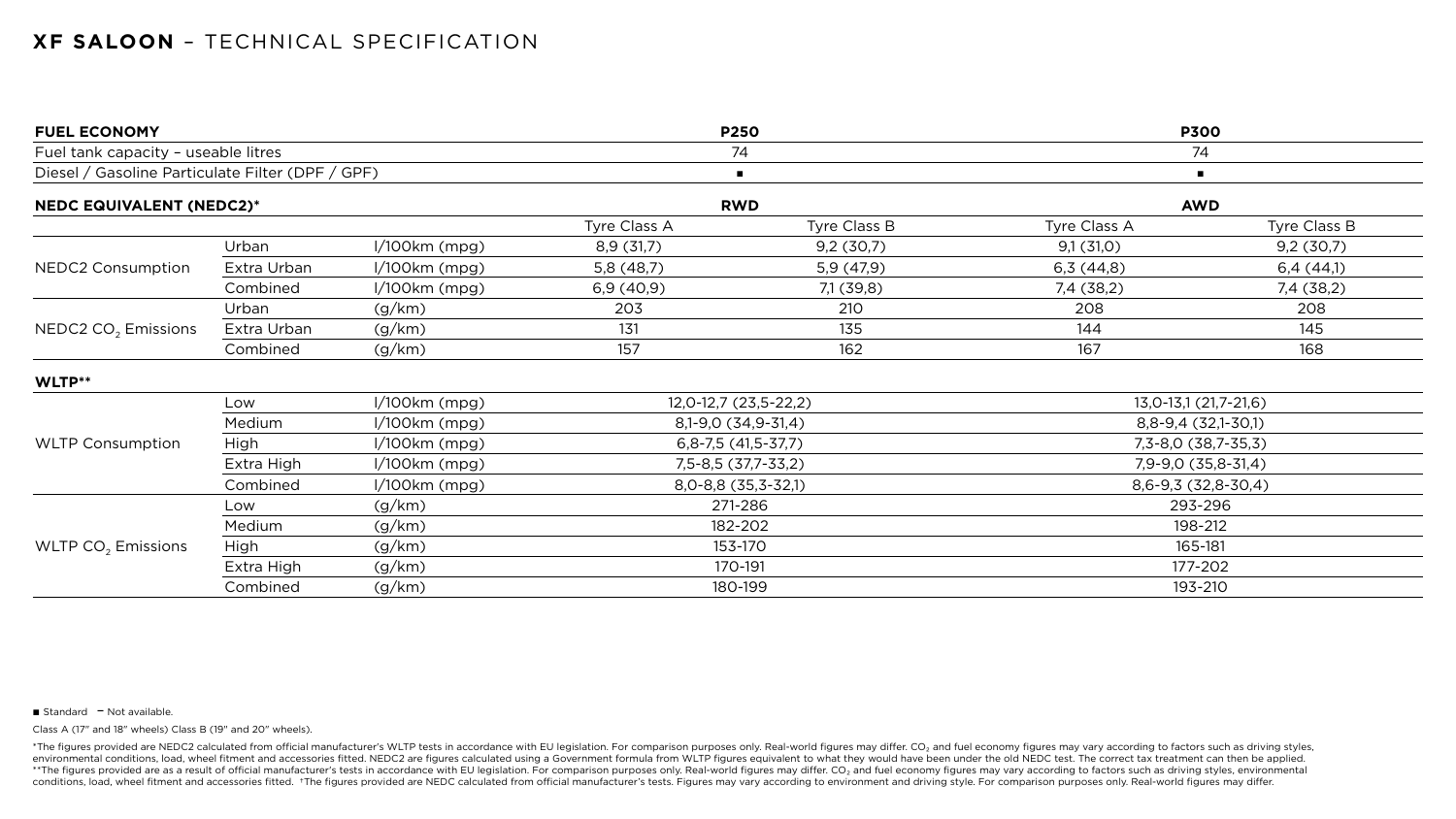# XF SALOON – TECHNICAL SPECIFICATION

| FUEL ECONOMY | | | P250 | | P300 | |
|---|---|---|---|---|---|---|
| Fuel tank capacity – useable litres | | | 74 | | 74 | |
| Diesel / Gasoline Particulate Filter (DPF / GPF) | | | ■ | | ■ | |
| **NEDC EQUIVALENT (NEDC2)*** | | | **RWD** | | **AWD** | |
| | | | Tyre Class A | Tyre Class B | Tyre Class A | Tyre Class B |
| NEDC2 Consumption | Urban | l/100km (mpg) | 8,9 (31,7) | 9,2 (30,7) | 9,1 (31,0) | 9,2 (30,7) |
| | Extra Urban | l/100km (mpg) | 5,8 (48,7) | 5,9 (47,9) | 6,3 (44,8) | 6,4 (44,1) |
| | Combined | l/100km (mpg) | 6,9 (40,9) | 7,1 (39,8) | 7,4 (38,2) | 7,4 (38,2) |
| NEDC2 $CO_2$ Emissions | Urban | (g/km) | 203 | 210 | 208 | 208 |
| | Extra Urban | (g/km) | 131 | 135 | 144 | 145 |
| | Combined | (g/km) | 157 | 162 | 167 | 168 |
| **WLTP**** | | | | | | |
| WLTP Consumption | Low | l/100km (mpg) | 12,0-12,7 (23,5-22,2) | | 13,0-13,1 (21,7-21,6) | |
| | Medium | l/100km (mpg) | 8,1-9,0 (34,9-31,4) | | 8,8-9,4 (32,1-30,1) | |
| | High | l/100km (mpg) | 6,8-7,5 (41,5-37,7) | | 7,3-8,0 (38,7-35,3) | |
| | Extra High | l/100km (mpg) | 7,5-8,5 (37,7-33,2) | | 7,9-9,0 (35,8-31,4) | |
| | Combined | l/100km (mpg) | 8,0-8,8 (35,3-32,1) | | 8,6-9,3 (32,8-30,4) | |
| WLTP $CO_2$ Emissions | Low | (g/km) | 271-286 | | 293-296 | |
| | Medium | (g/km) | 182-202 | | 198-212 | |
| | High | (g/km) | 153-170 | | 165-181 | |
| | Extra High | (g/km) | 170-191 | | 177-202 | |
| | Combined | (g/km) | 180-199 | | 193-210 | |

■ Standard – Not available.

Class A (17" and 18" wheels) Class B (19" and 20" wheels).

*The figures provided are NEDC2 calculated from official manufacturer's WLTP tests in accordance with EU legislation. For comparison purposes only. Real-world figures may differ. $CO_2$ and fuel economy figures may vary according to factors such as driving styles, environmental conditions, load, wheel fitment and accessories fitted. NEDC2 are figures calculated using a Government formula from WLTP figures equivalent to what they would have been under the old NEDC test. The correct tax treatment can then be applied. **The figures provided are as a result of official manufacturer's tests in accordance with EU legislation. For comparison purposes only. Real-world figures may differ. $CO_2$ and fuel economy figures may vary according to factors such as driving styles, environmental conditions, load, wheel fitment and accessories fitted. †The figures provided are NEDC calculated from official manufacturer's tests. Figures may vary according to environment and driving style. For comparison purposes only. Real-world figures may differ.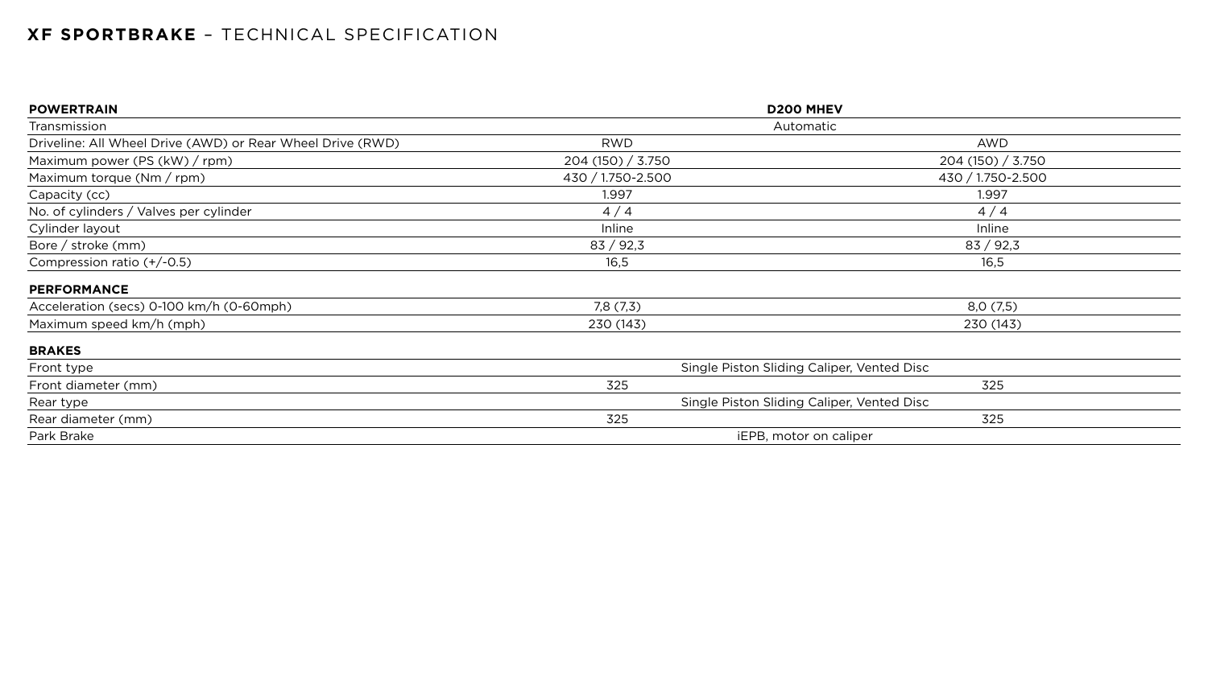# **XF SPORTBRAKE** – TECHNICAL SPECIFICATION

| **POWERTRAIN** | **D200 MHEV** | |
|---|---|---|
| Transmission | Automatic | |
| Driveline: All Wheel Drive (AWD) or Rear Wheel Drive (RWD) | RWD | AWD |
| Maximum power (PS (kW) / rpm) | 204 (150) / 3.750 | 204 (150) / 3.750 |
| Maximum torque (Nm / rpm) | 430 / 1.750-2.500 | 430 / 1.750-2.500 |
| Capacity (cc) | 1.997 | 1.997 |
| No. of cylinders / Valves per cylinder | 4 / 4 | 4 / 4 |
| Cylinder layout | Inline | Inline |
| Bore / stroke (mm) | 83 / 92,3 | 83 / 92,3 |
| Compression ratio (+/-0.5) | 16,5 | 16,5 |
| **PERFORMANCE** | | |
| Acceleration (secs) 0-100 km/h (0-60mph) | 7,8 (7,3) | 8,0 (7,5) |
| Maximum speed km/h (mph) | 230 (143) | 230 (143) |
| **BRAKES** | | |
| Front type | Single Piston Sliding Caliper, Vented Disc | |
| Front diameter (mm) | 325 | 325 |
| Rear type | Single Piston Sliding Caliper, Vented Disc | |
| Rear diameter (mm) | 325 | 325 |
| Park Brake | iEPB, motor on caliper | |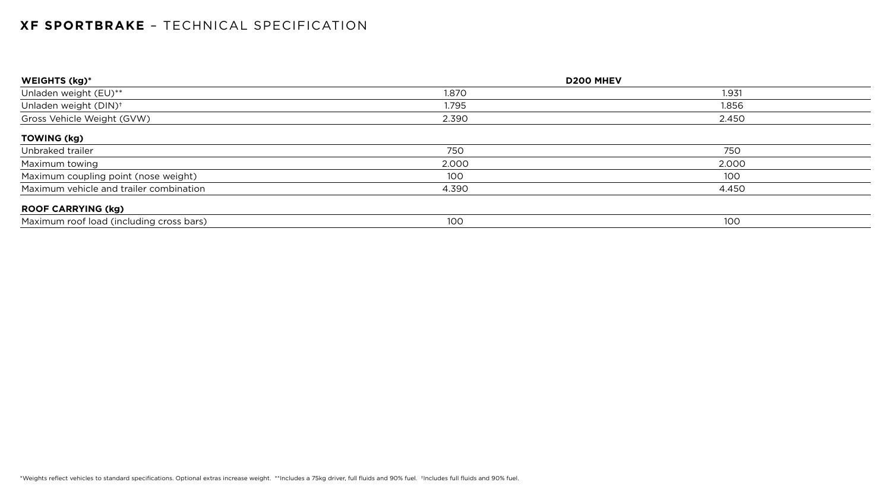## **XF SPORTBRAKE** – TECHNICAL SPECIFICATION

| **WEIGHTS (kg)*** | **D200 MHEV** | |
|---|---|---|
| Unladen weight (EU)** | 1.870 | 1.931 |
| Unladen weight (DIN)† | 1.795 | 1.856 |
| Gross Vehicle Weight (GVW) | 2.390 | 2.450 |
| **TOWING (kg)** | | |
| Unbraked trailer | 750 | 750 |
| Maximum towing | 2.000 | 2.000 |
| Maximum coupling point (nose weight) | 100 | 100 |
| Maximum vehicle and trailer combination | 4.390 | 4.450 |
| **ROOF CARRYING (kg)** | | |
| Maximum roof load (including cross bars) | 100 | 100 |

*Weights reflect vehicles to standard specifications. Optional extras increase weight. **Includes a 75kg driver, full fluids and 90% fuel. †Includes full fluids and 90% fuel.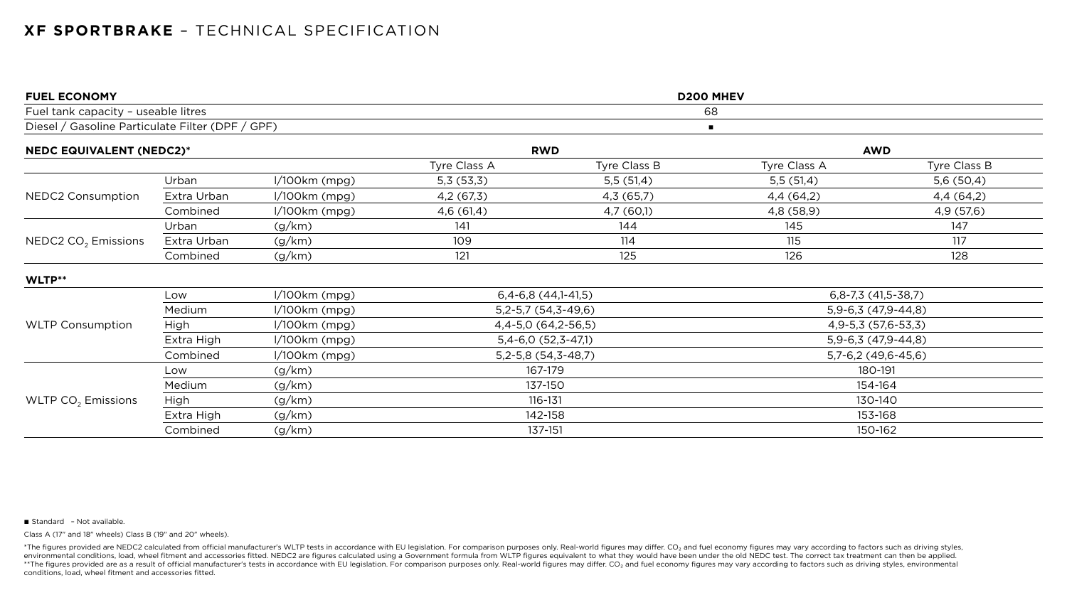# XF SPORTBRAKE – TECHNICAL SPECIFICATION

| FUEL ECONOMY | | | D200 MHEV | | | |
|---|---|---|---|---|---|---|
| Fuel tank capacity – useable litres | | | 68 | | | |
| Diesel / Gasoline Particulate Filter (DPF / GPF) | | | ■ | | | |

| NEDC EQUIVALENT (NEDC2)* | | | RWD | | AWD | |
|---|---|---|---|---|---|---|
| | | | Tyre Class A | Tyre Class B | Tyre Class A | Tyre Class B |
| NEDC2 Consumption | Urban | l/100km (mpg) | 5,3 (53,3) | 5,5 (51,4) | 5,5 (51,4) | 5,6 (50,4) |
| | Extra Urban | l/100km (mpg) | 4,2 (67,3) | 4,3 (65,7) | 4,4 (64,2) | 4,4 (64,2) |
| | Combined | l/100km (mpg) | 4,6 (61,4) | 4,7 (60,1) | 4,8 (58,9) | 4,9 (57,6) |
| NEDC2 $CO_2$ Emissions | Urban | (g/km) | 141 | 144 | 145 | 147 |
| | Extra Urban | (g/km) | 109 | 114 | 115 | 117 |
| | Combined | (g/km) | 121 | 125 | 126 | 128 |

| WLTP** | | | RWD | AWD |
|---|---|---|---|---|
| WLTP Consumption | Low | l/100km (mpg) | 6,4-6,8 (44,1-41,5) | 6,8-7,3 (41,5-38,7) |
| | Medium | l/100km (mpg) | 5,2-5,7 (54,3-49,6) | 5,9-6,3 (47,9-44,8) |
| | High | l/100km (mpg) | 4,4-5,0 (64,2-56,5) | 4,9-5,3 (57,6-53,3) |
| | Extra High | l/100km (mpg) | 5,4-6,0 (52,3-47,1) | 5,9-6,3 (47,9-44,8) |
| | Combined | l/100km (mpg) | 5,2-5,8 (54,3-48,7) | 5,7-6,2 (49,6-45,6) |
| WLTP $CO_2$ Emissions | Low | (g/km) | 167-179 | 180-191 |
| | Medium | (g/km) | 137-150 | 154-164 |
| | High | (g/km) | 116-131 | 130-140 |
| | Extra High | (g/km) | 142-158 | 153-168 |
| | Combined | (g/km) | 137-151 | 150-162 |

■ Standard – Not available.

Class A (17" and 18" wheels) Class B (19" and 20" wheels).

*The figures provided are NEDC2 calculated from official manufacturer's WLTP tests in accordance with EU legislation. For comparison purposes only. Real-world figures may differ. $CO_2$ and fuel economy figures may vary according to factors such as driving styles, environmental conditions, load, wheel fitment and accessories fitted. NEDC2 are figures calculated using a Government formula from WLTP figures equivalent to what they would have been under the old NEDC test. The correct tax treatment can then be applied.
**The figures provided are as a result of official manufacturer's tests in accordance with EU legislation. For comparison purposes only. Real-world figures may differ. $CO_2$ and fuel economy figures may vary according to factors such as driving styles, environmental conditions, load, wheel fitment and accessories fitted.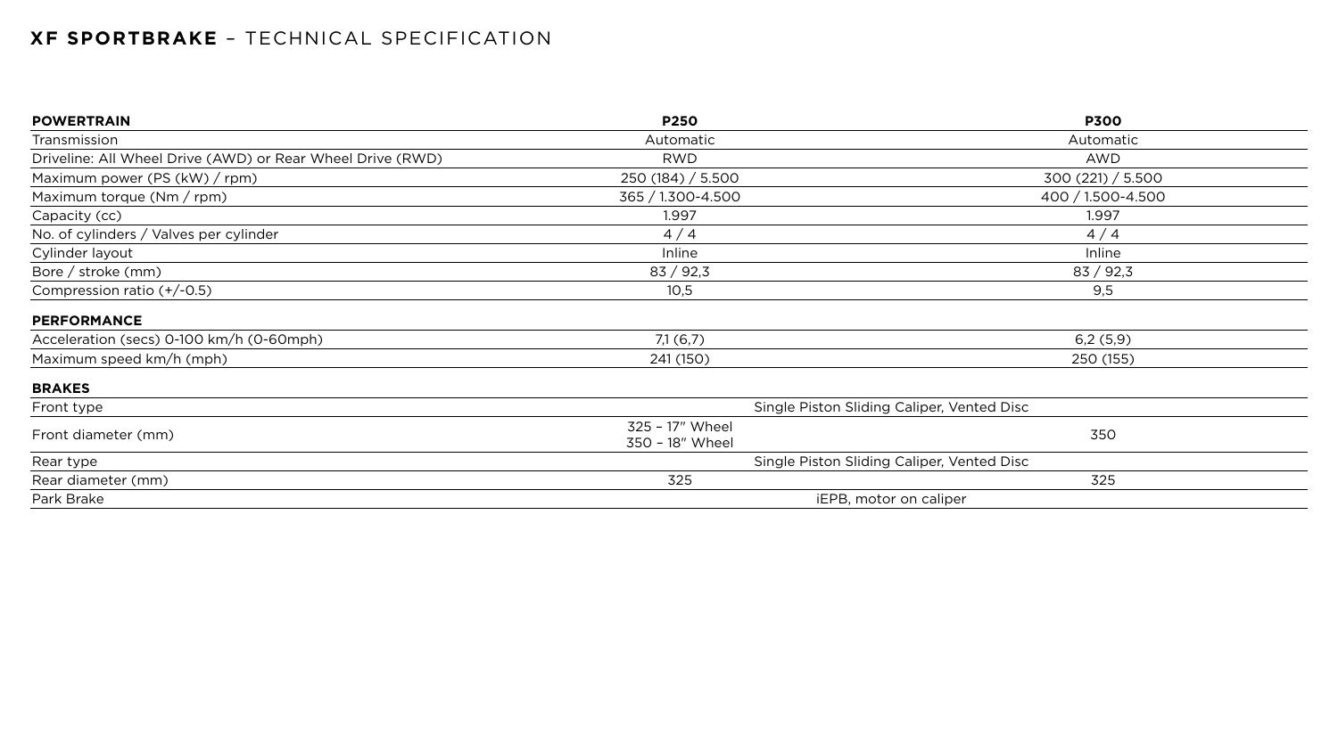# **XF SPORTBRAKE** – TECHNICAL SPECIFICATION

| **POWERTRAIN** | **P250** | **P300** |
|---|---|---|
| Transmission | Automatic | Automatic |
| Driveline: All Wheel Drive (AWD) or Rear Wheel Drive (RWD) | RWD | AWD |
| Maximum power (PS (kW) / rpm) | 250 (184) / 5.500 | 300 (221) / 5.500 |
| Maximum torque (Nm / rpm) | 365 / 1.300-4.500 | 400 / 1.500-4.500 |
| Capacity (cc) | 1.997 | 1.997 |
| No. of cylinders / Valves per cylinder | 4 / 4 | 4 / 4 |
| Cylinder layout | Inline | Inline |
| Bore / stroke (mm) | 83 / 92,3 | 83 / 92,3 |
| Compression ratio (+/-0.5) | 10,5 | 9,5 |
| **PERFORMANCE** | | |
| Acceleration (secs) 0-100 km/h (0-60mph) | 7,1 (6,7) | 6,2 (5,9) |
| Maximum speed km/h (mph) | 241 (150) | 250 (155) |
| **BRAKES** | | |
| Front type | Single Piston Sliding Caliper, Vented Disc | |
| Front diameter (mm) | 325 – 17" Wheel<br>350 – 18" Wheel | 350 |
| Rear type | Single Piston Sliding Caliper, Vented Disc | |
| Rear diameter (mm) | 325 | 325 |
| Park Brake | iEPB, motor on caliper | |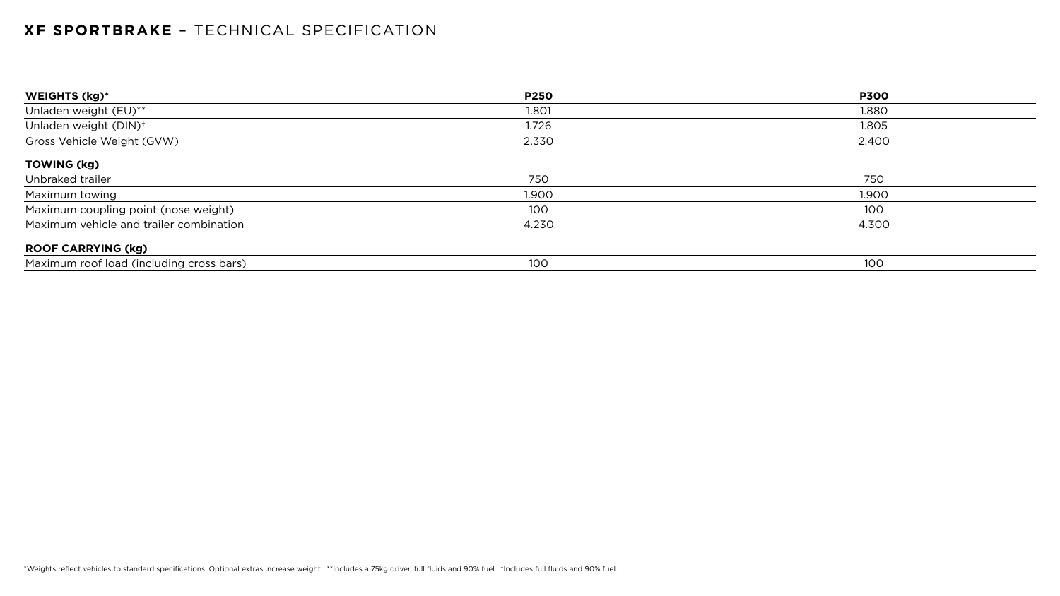# **XF SPORTBRAKE** – TECHNICAL SPECIFICATION

| **WEIGHTS (kg)*** | **P250** | **P300** |
|---|---|---|
| Unladen weight (EU)** | 1.801 | 1.880 |
| Unladen weight (DIN)† | 1.726 | 1.805 |
| Gross Vehicle Weight (GVW) | 2.330 | 2.400 |
| **TOWING (kg)** | | |
| Unbraked trailer | 750 | 750 |
| Maximum towing | 1.900 | 1.900 |
| Maximum coupling point (nose weight) | 100 | 100 |
| Maximum vehicle and trailer combination | 4.230 | 4.300 |
| **ROOF CARRYING (kg)** | | |
| Maximum roof load (including cross bars) | 100 | 100 |

*Weights reflect vehicles to standard specifications. Optional extras increase weight. **Includes a 75kg driver, full fluids and 90% fuel. †Includes full fluids and 90% fuel.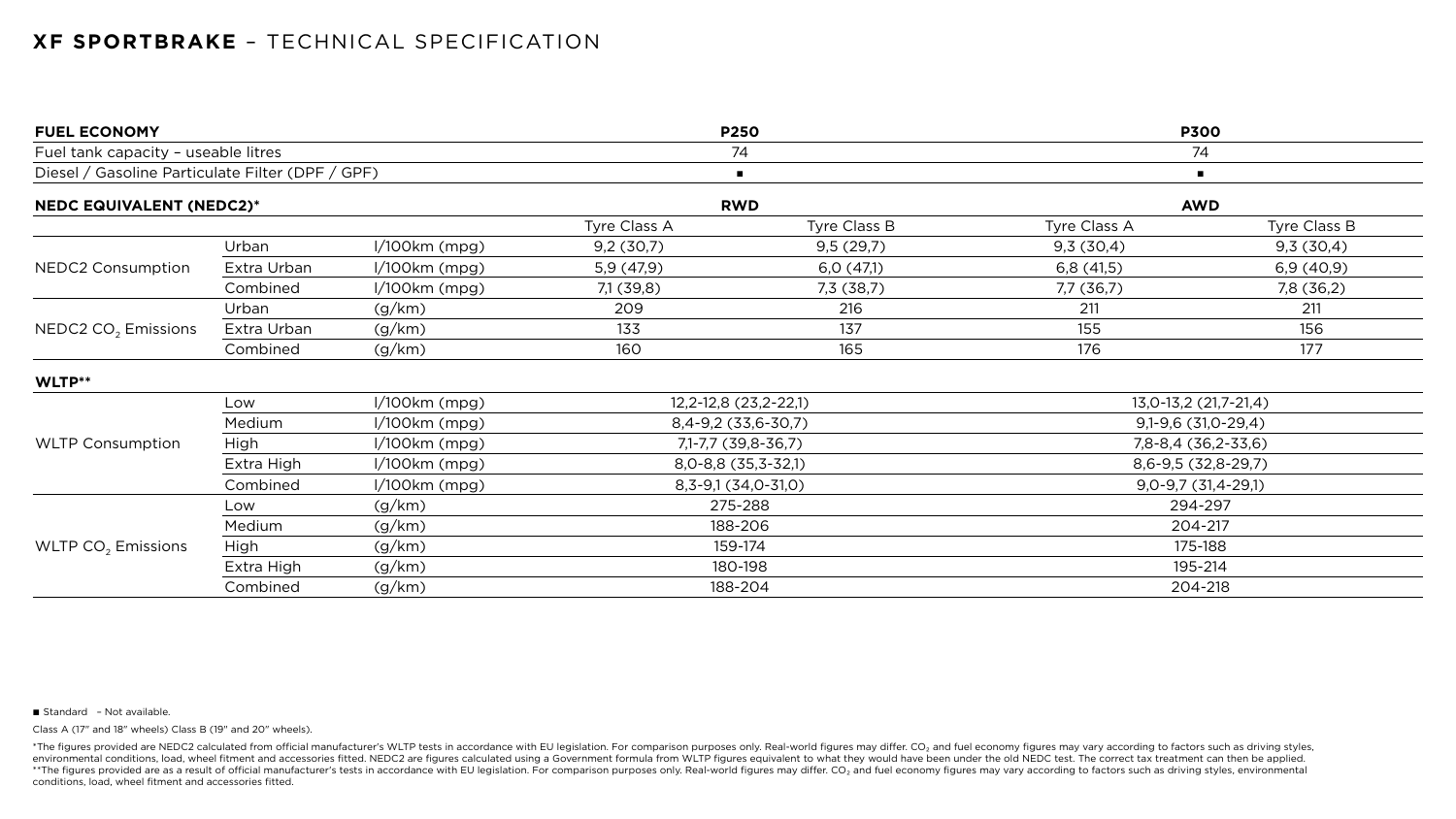# XF SPORTBRAKE – TECHNICAL SPECIFICATION

| **FUEL ECONOMY** | | | **P250** | | **P300** | |
|---|---|---|---|---|---|---|
| Fuel tank capacity – useable litres | | | 74 | | 74 | |
| Diesel / Gasoline Particulate Filter (DPF / GPF) | | | ■ | | ■ | |
| **NEDC EQUIVALENT (NEDC2)*** | | | **RWD** | | **AWD** | |
| | | | Tyre Class A | Tyre Class B | Tyre Class A | Tyre Class B |
| NEDC2 Consumption | Urban | l/100km (mpg) | 9,2 (30,7) | 9,5 (29,7) | 9,3 (30,4) | 9,3 (30,4) |
| | Extra Urban | l/100km (mpg) | 5,9 (47,9) | 6,0 (47,1) | 6,8 (41,5) | 6,9 (40,9) |
| | Combined | l/100km (mpg) | 7,1 (39,8) | 7,3 (38,7) | 7,7 (36,7) | 7,8 (36,2) |
| NEDC2 $CO_2$ Emissions | Urban | (g/km) | 209 | 216 | 211 | 211 |
| | Extra Urban | (g/km) | 133 | 137 | 155 | 156 |
| | Combined | (g/km) | 160 | 165 | 176 | 177 |
| **WLTP**** | | | | | | |
| WLTP Consumption | Low | l/100km (mpg) | 12,2-12,8 (23,2-22,1) | | 13,0-13,2 (21,7-21,4) | |
| | Medium | l/100km (mpg) | 8,4-9,2 (33,6-30,7) | | 9,1-9,6 (31,0-29,4) | |
| | High | l/100km (mpg) | 7,1-7,7 (39,8-36,7) | | 7,8-8,4 (36,2-33,6) | |
| | Extra High | l/100km (mpg) | 8,0-8,8 (35,3-32,1) | | 8,6-9,5 (32,8-29,7) | |
| | Combined | l/100km (mpg) | 8,3-9,1 (34,0-31,0) | | 9,0-9,7 (31,4-29,1) | |
| WLTP $CO_2$ Emissions | Low | (g/km) | 275-288 | | 294-297 | |
| | Medium | (g/km) | 188-206 | | 204-217 | |
| | High | (g/km) | 159-174 | | 175-188 | |
| | Extra High | (g/km) | 180-198 | | 195-214 | |
| | Combined | (g/km) | 188-204 | | 204-218 | |

■ Standard – Not available.

Class A (17" and 18" wheels) Class B (19" and 20" wheels).

*The figures provided are NEDC2 calculated from official manufacturer's WLTP tests in accordance with EU legislation. For comparison purposes only. Real-world figures may differ. $CO_2$ and fuel economy figures may vary according to factors such as driving styles, environmental conditions, load, wheel fitment and accessories fitted. NEDC2 are figures calculated using a Government formula from WLTP figures equivalent to what they would have been under the old NEDC test. The correct tax treatment can then be applied.
**The figures provided are as a result of official manufacturer's tests in accordance with EU legislation. For comparison purposes only. Real-world figures may differ. $CO_2$ and fuel economy figures may vary according to factors such as driving styles, environmental conditions, load, wheel fitment and accessories fitted.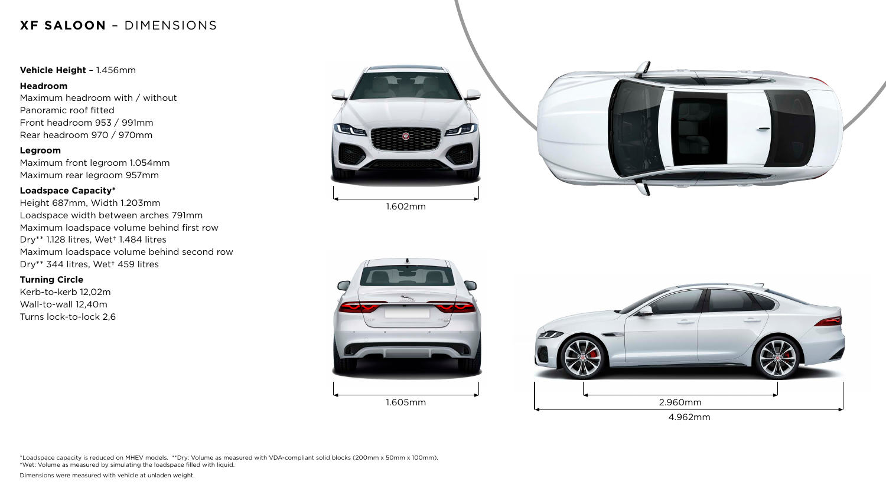# **XF SALOON** – DIMENSIONS

**Vehicle Height** – 1.456mm

**Headroom**

Maximum headroom with / without
Panoramic roof fitted
Front headroom 953 / 991mm
Rear headroom 970 / 970mm

**Legroom**

Maximum front legroom 1.054mm
Maximum rear legroom 957mm

**Loadspace Capacity***

Height 687mm, Width 1.203mm
Loadspace width between arches 791mm
Maximum loadspace volume behind first row
Dry** 1.128 litres, Wet† 1.484 litres
Maximum loadspace volume behind second row
Dry** 344 litres, Wet† 459 litres

**Turning Circle**

Kerb-to-kerb 12,02m
Wall-to-wall 12,40m
Turns lock-to-lock 2,6

1.602mm

1.605mm

2.960mm

4.962mm

*Loadspace capacity is reduced on MHEV models. **Dry: Volume as measured with VDA-compliant solid blocks (200mm x 50mm x 100mm).
†Wet: Volume as measured by simulating the loadspace filled with liquid.

Dimensions were measured with vehicle at unladen weight.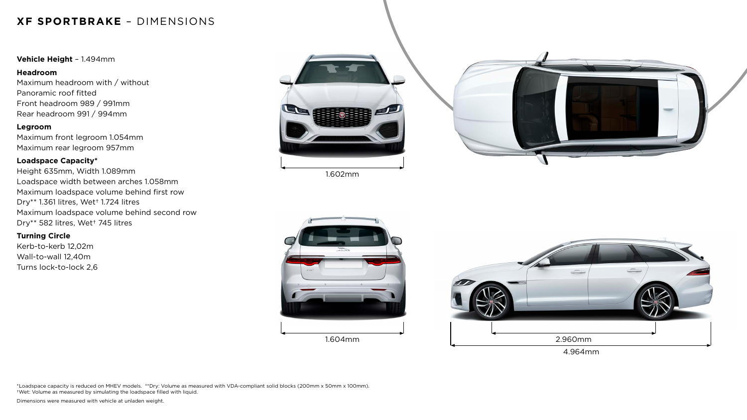# XF SPORTBRAKE – DIMENSIONS

**Vehicle Height** – 1.494mm

**Headroom**

Maximum headroom with / without
Panoramic roof fitted
Front headroom 989 / 991mm
Rear headroom 991 / 994mm

**Legroom**

Maximum front legroom 1.054mm
Maximum rear legroom 957mm

**Loadspace Capacity***

Height 635mm, Width 1.089mm
Loadspace width between arches 1.058mm
Maximum loadspace volume behind first row
Dry** 1.361 litres, Wet† 1.724 litres
Maximum loadspace volume behind second row
Dry** 582 litres, Wet† 745 litres

**Turning Circle**

Kerb-to-kerb 12,02m
Wall-to-wall 12,40m
Turns lock-to-lock 2,6

1.602mm

1.604mm

2.960mm

4.964mm

*Loadspace capacity is reduced on MHEV models. **Dry: Volume as measured with VDA-compliant solid blocks (200mm x 50mm x 100mm).
†Wet: Volume as measured by simulating the loadspace filled with liquid.

Dimensions were measured with vehicle at unladen weight.